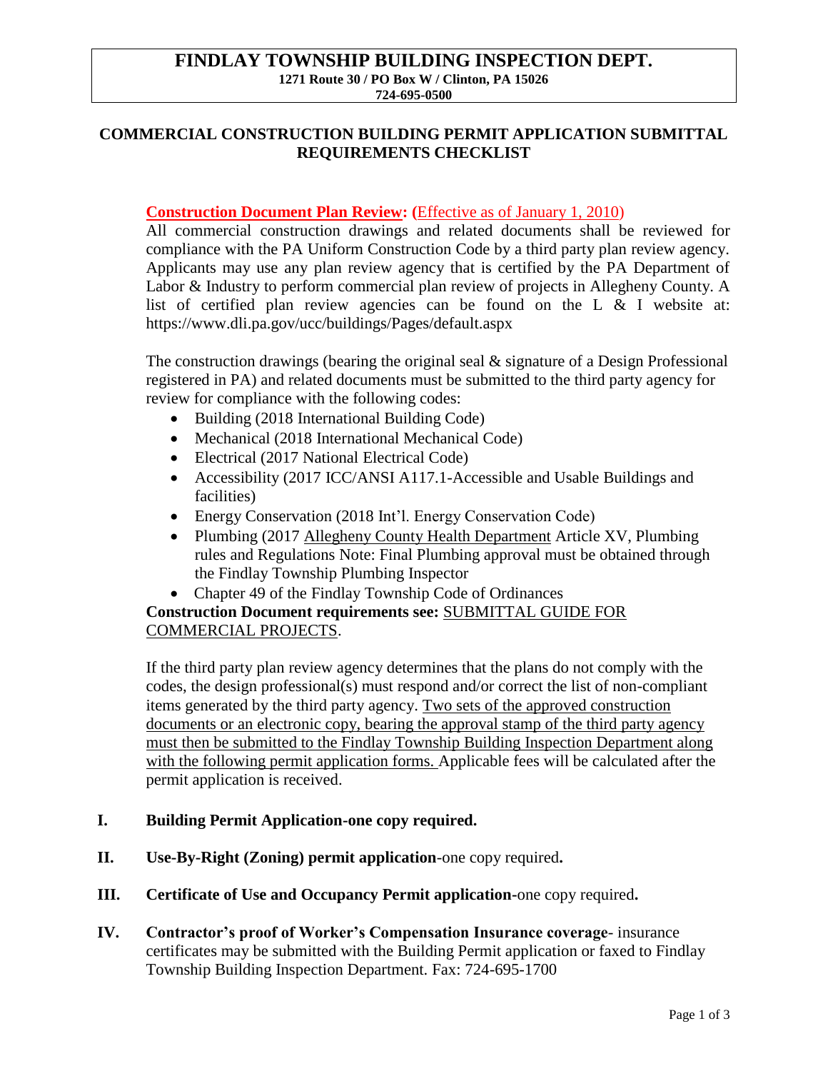# FINDLAY TOWNSHIP BUILDING INSPECTION DEPT.

**1271 Route 30 / PO Box W / Clinton, PA 15026**
**724-695-0500**

## COMMERCIAL CONSTRUCTION BUILDING PERMIT APPLICATION SUBMITTAL REQUIREMENTS CHECKLIST

**Construction Document Plan Review: (**Effective as of January 1, 2010)

All commercial construction drawings and related documents shall be reviewed for compliance with the PA Uniform Construction Code by a third party plan review agency. Applicants may use any plan review agency that is certified by the PA Department of Labor & Industry to perform commercial plan review of projects in Allegheny County. A list of certified plan review agencies can be found on the L & I website at: https://www.dli.pa.gov/ucc/buildings/Pages/default.aspx

The construction drawings (bearing the original seal & signature of a Design Professional registered in PA) and related documents must be submitted to the third party agency for review for compliance with the following codes:

- Building (2018 International Building Code)
- Mechanical (2018 International Mechanical Code)
- Electrical (2017 National Electrical Code)
- Accessibility (2017 ICC/ANSI A117.1-Accessible and Usable Buildings and facilities)
- Energy Conservation (2018 Int'l. Energy Conservation Code)
- Plumbing (2017 Allegheny County Health Department Article XV, Plumbing rules and Regulations Note: Final Plumbing approval must be obtained through the Findlay Township Plumbing Inspector
- Chapter 49 of the Findlay Township Code of Ordinances

**Construction Document requirements see:** SUBMITTAL GUIDE FOR COMMERCIAL PROJECTS.

If the third party plan review agency determines that the plans do not comply with the codes, the design professional(s) must respond and/or correct the list of non-compliant items generated by the third party agency. Two sets of the approved construction documents or an electronic copy, bearing the approval stamp of the third party agency must then be submitted to the Findlay Township Building Inspection Department along with the following permit application forms. Applicable fees will be calculated after the permit application is received.

**I. Building Permit Application-one copy required.**

**II. Use-By-Right (Zoning) permit application**-one copy required**.**

**III. Certificate of Use and Occupancy Permit application**-one copy required**.**

**IV. Contractor's proof of Worker's Compensation Insurance coverage**- insurance certificates may be submitted with the Building Permit application or faxed to Findlay Township Building Inspection Department. Fax: 724-695-1700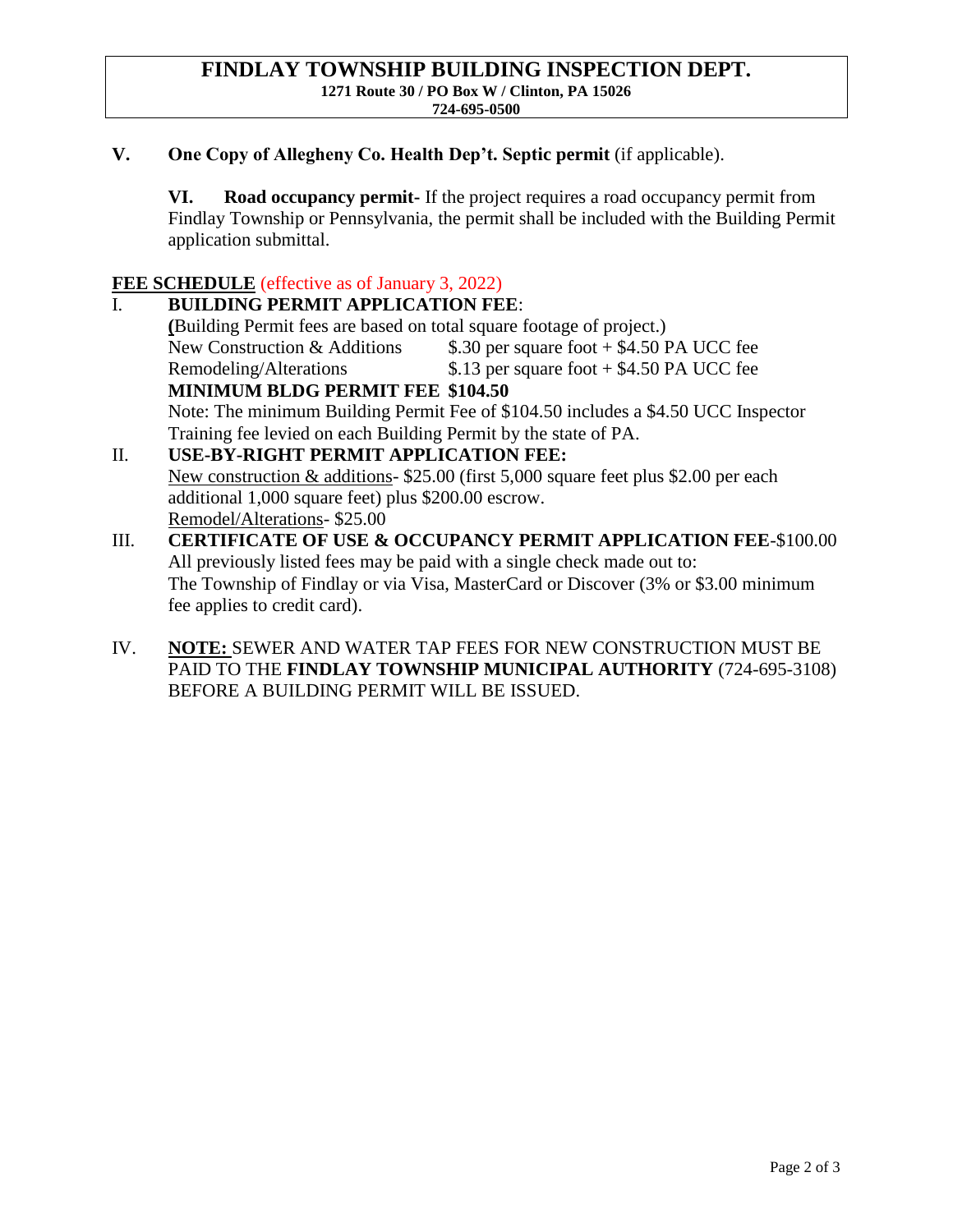# FINDLAY TOWNSHIP BUILDING INSPECTION DEPT.

**1271 Route 30 / PO Box W / Clinton, PA 15026**
**724-695-0500**

**V. One Copy of Allegheny Co. Health Dep't. Septic permit** (if applicable).

**VI. Road occupancy permit-** If the project requires a road occupancy permit from Findlay Township or Pennsylvania, the permit shall be included with the Building Permit application submittal.

**FEE SCHEDULE** (effective as of January 3, 2022)

I. **BUILDING PERMIT APPLICATION FEE**:
**(**Building Permit fees are based on total square footage of project.)

| | |
|---|---|
| New Construction & Additions | $.30 per square foot + $4.50 PA UCC fee |
| Remodeling/Alterations | $.13 per square foot + $4.50 PA UCC fee |

**MINIMUM BLDG PERMIT FEE $104.50**

Note: The minimum Building Permit Fee of $104.50 includes a $4.50 UCC Inspector Training fee levied on each Building Permit by the state of PA.

II. **USE-BY-RIGHT PERMIT APPLICATION FEE:**
New construction & additions- $25.00 (first 5,000 square feet plus $2.00 per each additional 1,000 square feet) plus $200.00 escrow.
Remodel/Alterations- $25.00

III. **CERTIFICATE OF USE & OCCUPANCY PERMIT APPLICATION FEE**-$100.00
All previously listed fees may be paid with a single check made out to:
The Township of Findlay or via Visa, MasterCard or Discover (3% or $3.00 minimum fee applies to credit card).

IV. **NOTE:** SEWER AND WATER TAP FEES FOR NEW CONSTRUCTION MUST BE PAID TO THE **FINDLAY TOWNSHIP MUNICIPAL AUTHORITY** (724-695-3108) BEFORE A BUILDING PERMIT WILL BE ISSUED.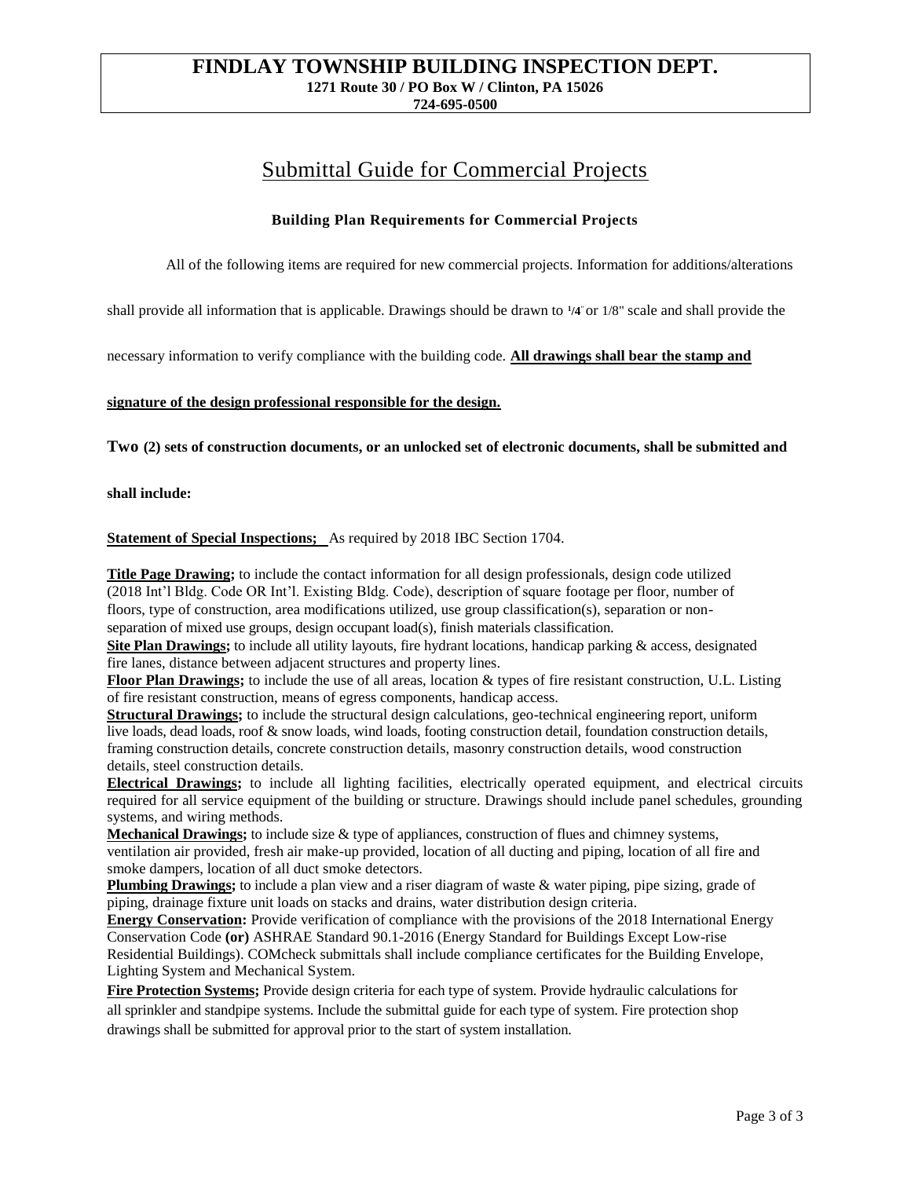# FINDLAY TOWNSHIP BUILDING INSPECTION DEPT.

**1271 Route 30 / PO Box W / Clinton, PA 15026**

**724-695-0500**

## Submittal Guide for Commercial Projects

### Building Plan Requirements for Commercial Projects

All of the following items are required for new commercial projects. Information for additions/alterations shall provide all information that is applicable. Drawings should be drawn to 1/4" or 1/8" scale and shall provide the necessary information to verify compliance with the building code. **All drawings shall bear the stamp and signature of the design professional responsible for the design.**

**Two (2) sets of construction documents, or an unlocked set of electronic documents, shall be submitted and shall include:**

**Statement of Special Inspections;** As required by 2018 IBC Section 1704.

**Title Page Drawing;** to include the contact information for all design professionals, design code utilized (2018 Int'l Bldg. Code OR Int'l. Existing Bldg. Code), description of square footage per floor, number of floors, type of construction, area modifications utilized, use group classification(s), separation or non-separation of mixed use groups, design occupant load(s), finish materials classification.

**Site Plan Drawings;** to include all utility layouts, fire hydrant locations, handicap parking & access, designated fire lanes, distance between adjacent structures and property lines.

**Floor Plan Drawings;** to include the use of all areas, location & types of fire resistant construction, U.L. Listing of fire resistant construction, means of egress components, handicap access.

**Structural Drawings;** to include the structural design calculations, geo-technical engineering report, uniform live loads, dead loads, roof & snow loads, wind loads, footing construction detail, foundation construction details, framing construction details, concrete construction details, masonry construction details, wood construction details, steel construction details.

**Electrical Drawings;** to include all lighting facilities, electrically operated equipment, and electrical circuits required for all service equipment of the building or structure. Drawings should include panel schedules, grounding systems, and wiring methods.

**Mechanical Drawings;** to include size & type of appliances, construction of flues and chimney systems, ventilation air provided, fresh air make-up provided, location of all ducting and piping, location of all fire and smoke dampers, location of all duct smoke detectors.

**Plumbing Drawings;** to include a plan view and a riser diagram of waste & water piping, pipe sizing, grade of piping, drainage fixture unit loads on stacks and drains, water distribution design criteria.

**Energy Conservation:** Provide verification of compliance with the provisions of the 2018 International Energy Conservation Code **(or)** ASHRAE Standard 90.1-2016 (Energy Standard for Buildings Except Low-rise Residential Buildings). COMcheck submittals shall include compliance certificates for the Building Envelope, Lighting System and Mechanical System.

**Fire Protection Systems;** Provide design criteria for each type of system. Provide hydraulic calculations for all sprinkler and standpipe systems. Include the submittal guide for each type of system. Fire protection shop drawings shall be submitted for approval prior to the start of system installation.